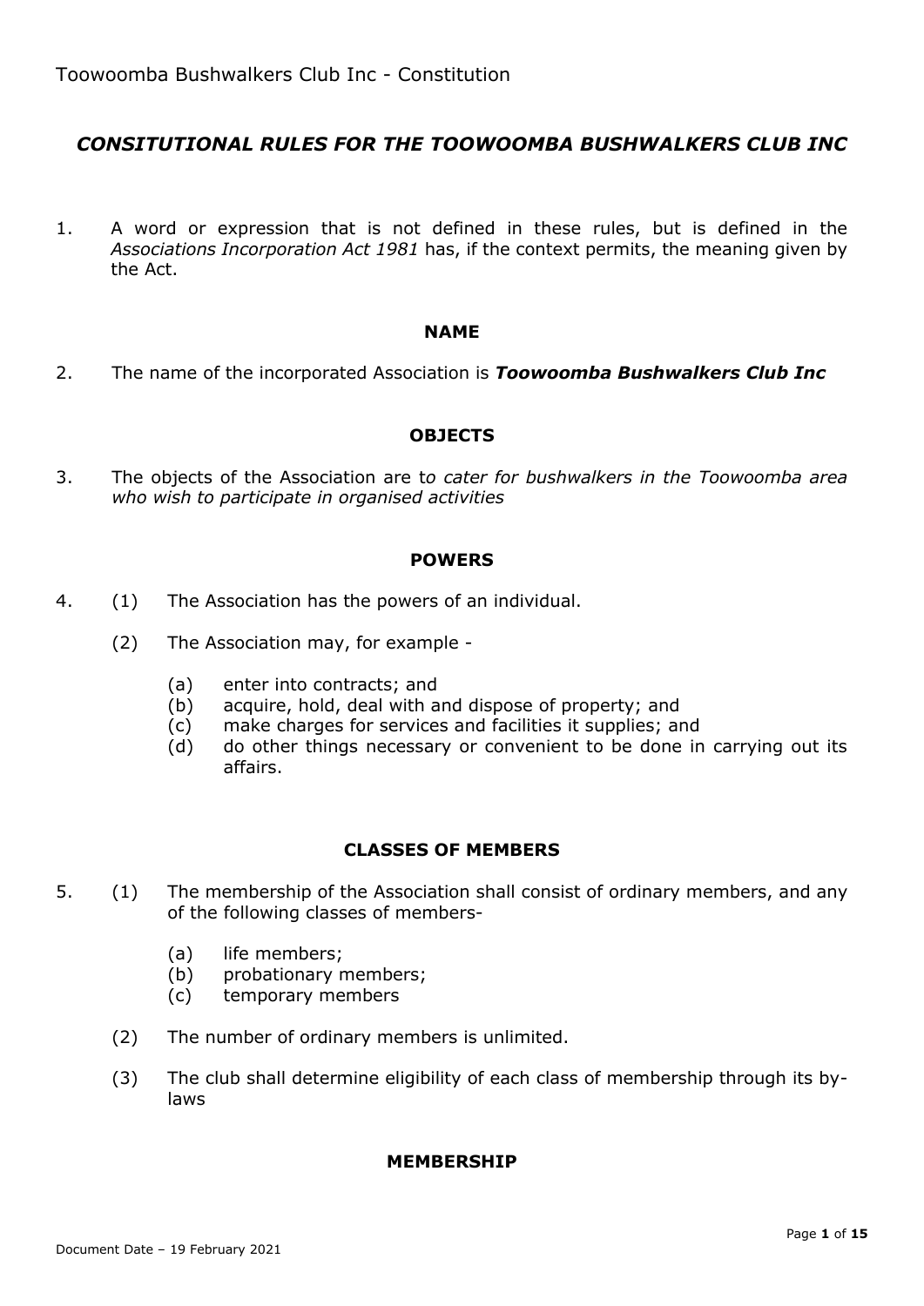# *CONSITUTIONAL RULES FOR THE TOOWOOMBA BUSHWALKERS CLUB INC*

1. A word or expression that is not defined in these rules, but is defined in the *Associations Incorporation Act 1981* has, if the context permits, the meaning given by the Act.

## NAME

2. The name of the incorporated Association is ***Toowoomba Bushwalkers Club Inc***

## OBJECTS

3. The objects of the Association are t*o cater for bushwalkers in the Toowoomba area who wish to participate in organised activities*

## POWERS

4. (1) The Association has the powers of an individual.

   (2) The Association may, for example -

   (a) enter into contracts; and
   (b) acquire, hold, deal with and dispose of property; and
   (c) make charges for services and facilities it supplies; and
   (d) do other things necessary or convenient to be done in carrying out its affairs.

## CLASSES OF MEMBERS

5. (1) The membership of the Association shall consist of ordinary members, and any of the following classes of members-

   (a) life members;
   (b) probationary members;
   (c) temporary members

   (2) The number of ordinary members is unlimited.

   (3) The club shall determine eligibility of each class of membership through its by-laws

## MEMBERSHIP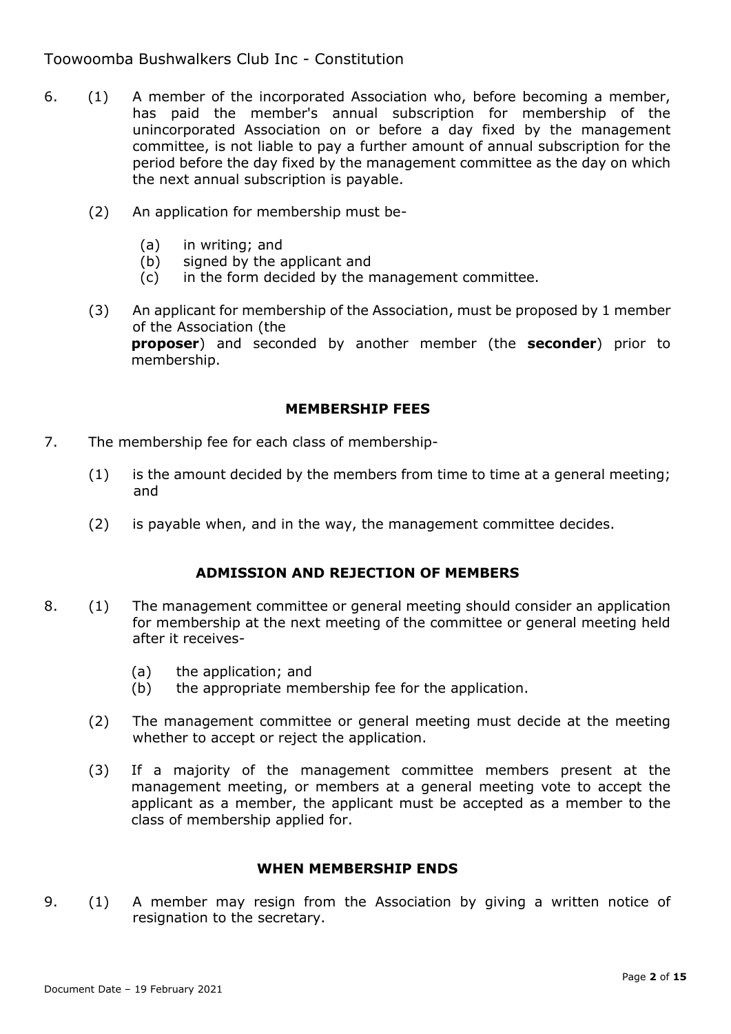6. (1) A member of the incorporated Association who, before becoming a member, has paid the member's annual subscription for membership of the unincorporated Association on or before a day fixed by the management committee, is not liable to pay a further amount of annual subscription for the period before the day fixed by the management committee as the day on which the next annual subscription is payable.

   (2) An application for membership must be-

      (a) in writing; and
      (b) signed by the applicant and
      (c) in the form decided by the management committee.

   (3) An applicant for membership of the Association, must be proposed by 1 member of the Association (the **proposer**) and seconded by another member (the **seconder**) prior to membership.

### MEMBERSHIP FEES

7. The membership fee for each class of membership-

   (1) is the amount decided by the members from time to time at a general meeting; and

   (2) is payable when, and in the way, the management committee decides.

### ADMISSION AND REJECTION OF MEMBERS

8. (1) The management committee or general meeting should consider an application for membership at the next meeting of the committee or general meeting held after it receives-

      (a) the application; and
      (b) the appropriate membership fee for the application.

   (2) The management committee or general meeting must decide at the meeting whether to accept or reject the application.

   (3) If a majority of the management committee members present at the management meeting, or members at a general meeting vote to accept the applicant as a member, the applicant must be accepted as a member to the class of membership applied for.

### WHEN MEMBERSHIP ENDS

9. (1) A member may resign from the Association by giving a written notice of resignation to the secretary.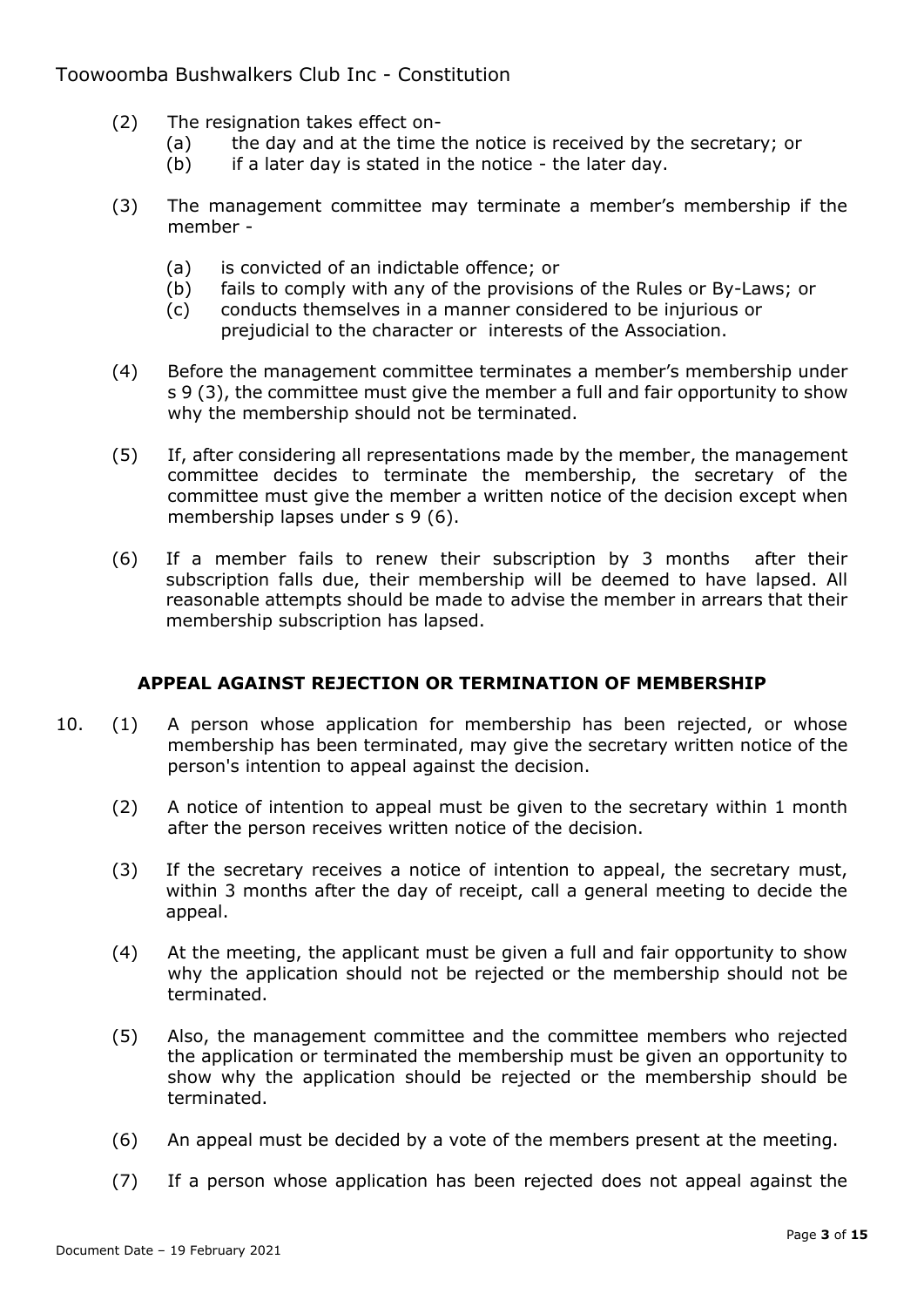(2) The resignation takes effect on-

   (a) the day and at the time the notice is received by the secretary; or

   (b) if a later day is stated in the notice - the later day.

(3) The management committee may terminate a member's membership if the member -

   (a) is convicted of an indictable offence; or

   (b) fails to comply with any of the provisions of the Rules or By-Laws; or

   (c) conducts themselves in a manner considered to be injurious or prejudicial to the character or interests of the Association.

(4) Before the management committee terminates a member's membership under s 9 (3), the committee must give the member a full and fair opportunity to show why the membership should not be terminated.

(5) If, after considering all representations made by the member, the management committee decides to terminate the membership, the secretary of the committee must give the member a written notice of the decision except when membership lapses under s 9 (6).

(6) If a member fails to renew their subscription by 3 months after their subscription falls due, their membership will be deemed to have lapsed. All reasonable attempts should be made to advise the member in arrears that their membership subscription has lapsed.

### APPEAL AGAINST REJECTION OR TERMINATION OF MEMBERSHIP

10. (1) A person whose application for membership has been rejected, or whose membership has been terminated, may give the secretary written notice of the person's intention to appeal against the decision.

(2) A notice of intention to appeal must be given to the secretary within 1 month after the person receives written notice of the decision.

(3) If the secretary receives a notice of intention to appeal, the secretary must, within 3 months after the day of receipt, call a general meeting to decide the appeal.

(4) At the meeting, the applicant must be given a full and fair opportunity to show why the application should not be rejected or the membership should not be terminated.

(5) Also, the management committee and the committee members who rejected the application or terminated the membership must be given an opportunity to show why the application should be rejected or the membership should be terminated.

(6) An appeal must be decided by a vote of the members present at the meeting.

(7) If a person whose application has been rejected does not appeal against the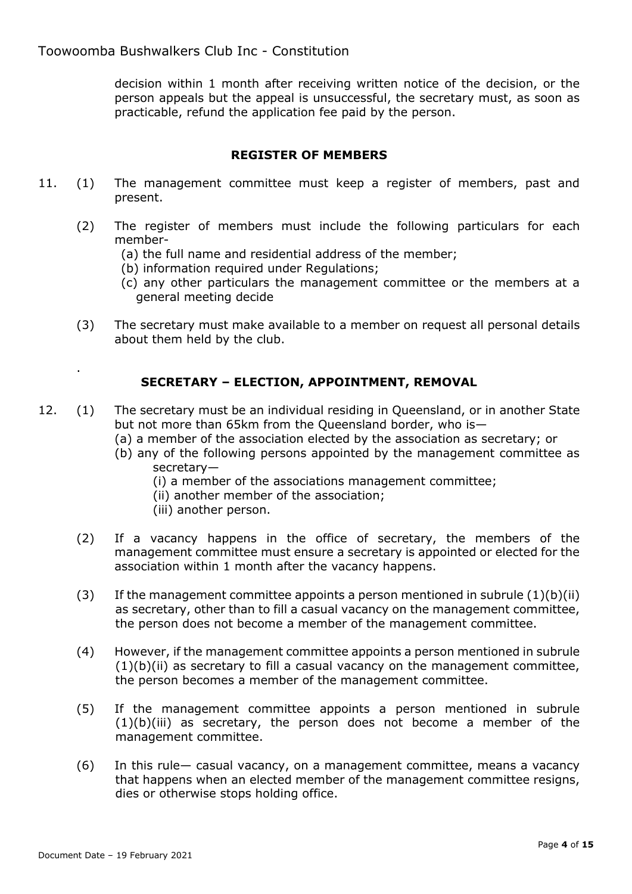decision within 1 month after receiving written notice of the decision, or the person appeals but the appeal is unsuccessful, the secretary must, as soon as practicable, refund the application fee paid by the person.

## REGISTER OF MEMBERS

11. (1) The management committee must keep a register of members, past and present.

(2) The register of members must include the following particulars for each member-
- (a) the full name and residential address of the member;
- (b) information required under Regulations;
- (c) any other particulars the management committee or the members at a general meeting decide

(3) The secretary must make available to a member on request all personal details about them held by the club.

.

## SECRETARY – ELECTION, APPOINTMENT, REMOVAL

12. (1) The secretary must be an individual residing in Queensland, or in another State but not more than 65km from the Queensland border, who is—
- (a) a member of the association elected by the association as secretary; or
- (b) any of the following persons appointed by the management committee as secretary—
  - (i) a member of the associations management committee;
  - (ii) another member of the association;
  - (iii) another person.

(2) If a vacancy happens in the office of secretary, the members of the management committee must ensure a secretary is appointed or elected for the association within 1 month after the vacancy happens.

(3) If the management committee appoints a person mentioned in subrule (1)(b)(ii) as secretary, other than to fill a casual vacancy on the management committee, the person does not become a member of the management committee.

(4) However, if the management committee appoints a person mentioned in subrule (1)(b)(ii) as secretary to fill a casual vacancy on the management committee, the person becomes a member of the management committee.

(5) If the management committee appoints a person mentioned in subrule (1)(b)(iii) as secretary, the person does not become a member of the management committee.

(6) In this rule— casual vacancy, on a management committee, means a vacancy that happens when an elected member of the management committee resigns, dies or otherwise stops holding office.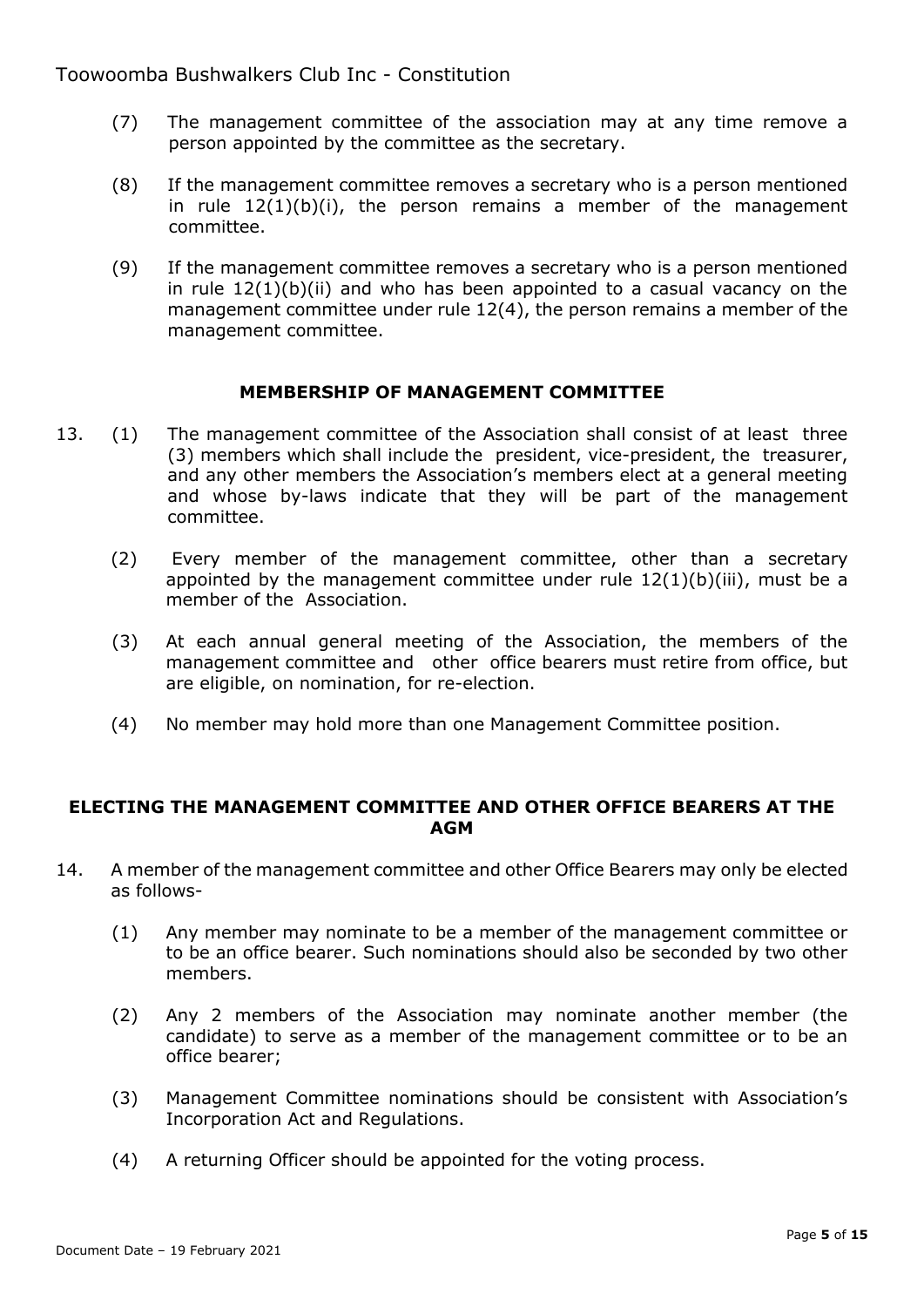(7) The management committee of the association may at any time remove a person appointed by the committee as the secretary.

(8) If the management committee removes a secretary who is a person mentioned in rule 12(1)(b)(i), the person remains a member of the management committee.

(9) If the management committee removes a secretary who is a person mentioned in rule 12(1)(b)(ii) and who has been appointed to a casual vacancy on the management committee under rule 12(4), the person remains a member of the management committee.

## MEMBERSHIP OF MANAGEMENT COMMITTEE

13. (1) The management committee of the Association shall consist of at least three (3) members which shall include the president, vice-president, the treasurer, and any other members the Association's members elect at a general meeting and whose by-laws indicate that they will be part of the management committee.

(2) Every member of the management committee, other than a secretary appointed by the management committee under rule 12(1)(b)(iii), must be a member of the Association.

(3) At each annual general meeting of the Association, the members of the management committee and other office bearers must retire from office, but are eligible, on nomination, for re-election.

(4) No member may hold more than one Management Committee position.

## ELECTING THE MANAGEMENT COMMITTEE AND OTHER OFFICE BEARERS AT THE AGM

14. A member of the management committee and other Office Bearers may only be elected as follows-

(1) Any member may nominate to be a member of the management committee or to be an office bearer. Such nominations should also be seconded by two other members.

(2) Any 2 members of the Association may nominate another member (the candidate) to serve as a member of the management committee or to be an office bearer;

(3) Management Committee nominations should be consistent with Association's Incorporation Act and Regulations.

(4) A returning Officer should be appointed for the voting process.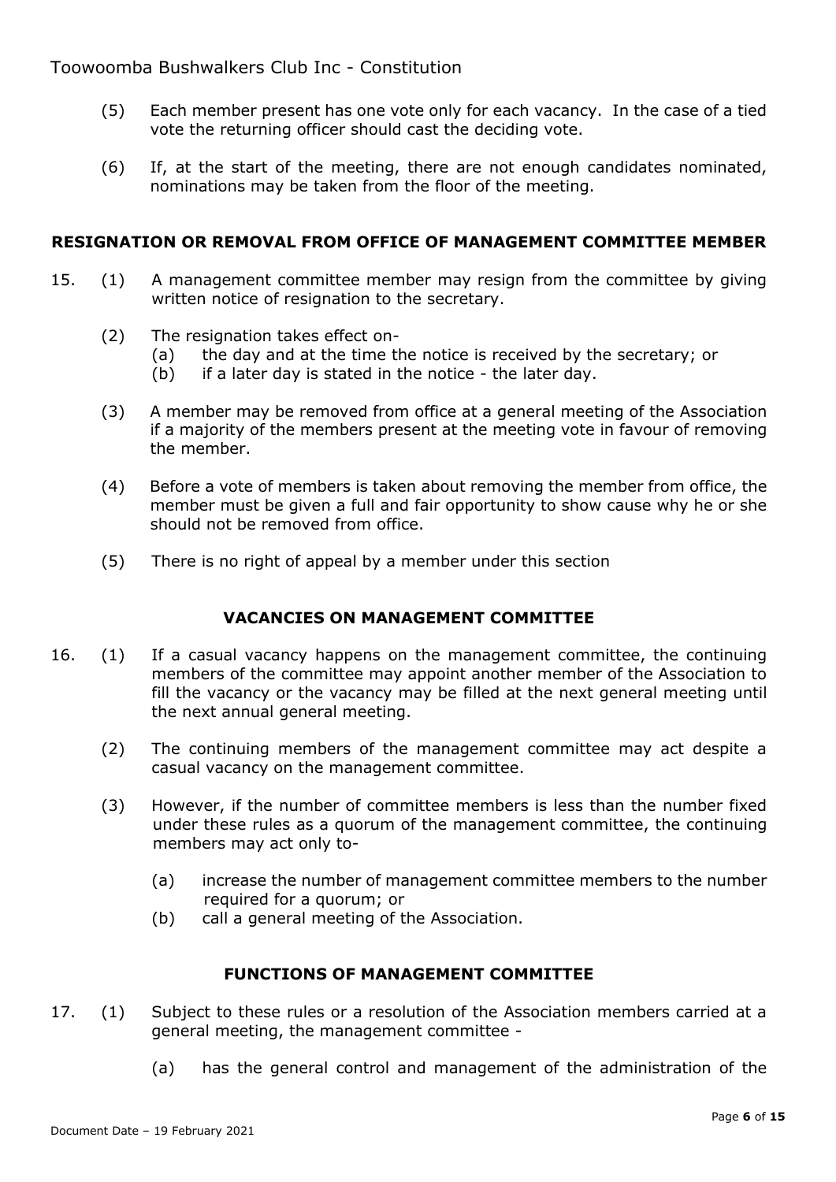(5) Each member present has one vote only for each vacancy. In the case of a tied vote the returning officer should cast the deciding vote.

(6) If, at the start of the meeting, there are not enough candidates nominated, nominations may be taken from the floor of the meeting.

## RESIGNATION OR REMOVAL FROM OFFICE OF MANAGEMENT COMMITTEE MEMBER

15. (1) A management committee member may resign from the committee by giving written notice of resignation to the secretary.

    (2) The resignation takes effect on-
    - (a) the day and at the time the notice is received by the secretary; or
    - (b) if a later day is stated in the notice - the later day.

    (3) A member may be removed from office at a general meeting of the Association if a majority of the members present at the meeting vote in favour of removing the member.

    (4) Before a vote of members is taken about removing the member from office, the member must be given a full and fair opportunity to show cause why he or she should not be removed from office.

    (5) There is no right of appeal by a member under this section

## VACANCIES ON MANAGEMENT COMMITTEE

16. (1) If a casual vacancy happens on the management committee, the continuing members of the committee may appoint another member of the Association to fill the vacancy or the vacancy may be filled at the next general meeting until the next annual general meeting.

    (2) The continuing members of the management committee may act despite a casual vacancy on the management committee.

    (3) However, if the number of committee members is less than the number fixed under these rules as a quorum of the management committee, the continuing members may act only to-
    - (a) increase the number of management committee members to the number required for a quorum; or
    - (b) call a general meeting of the Association.

## FUNCTIONS OF MANAGEMENT COMMITTEE

17. (1) Subject to these rules or a resolution of the Association members carried at a general meeting, the management committee -
    - (a) has the general control and management of the administration of the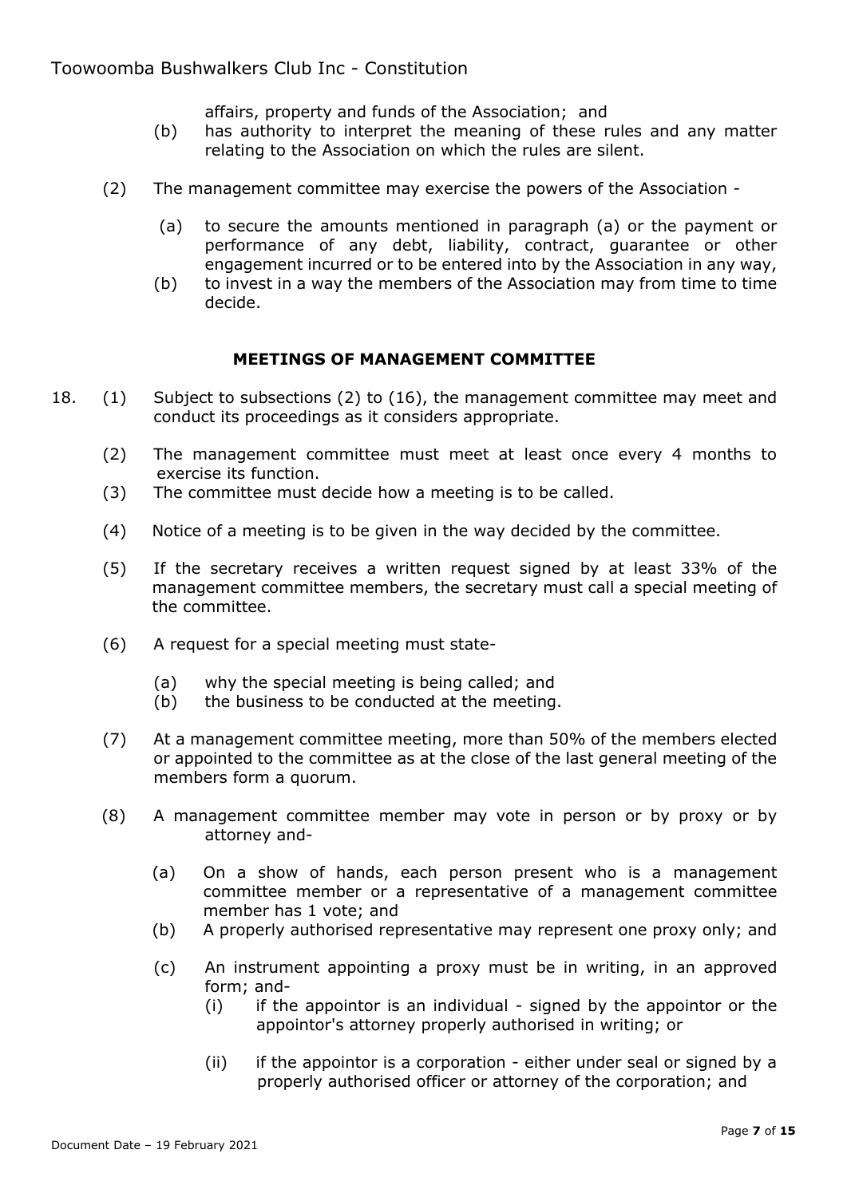affairs, property and funds of the Association; and

(b) has authority to interpret the meaning of these rules and any matter relating to the Association on which the rules are silent.

(2) The management committee may exercise the powers of the Association -

(a) to secure the amounts mentioned in paragraph (a) or the payment or performance of any debt, liability, contract, guarantee or other engagement incurred or to be entered into by the Association in any way,

(b) to invest in a way the members of the Association may from time to time decide.

## MEETINGS OF MANAGEMENT COMMITTEE

18. (1) Subject to subsections (2) to (16), the management committee may meet and conduct its proceedings as it considers appropriate.

(2) The management committee must meet at least once every 4 months to exercise its function.

(3) The committee must decide how a meeting is to be called.

(4) Notice of a meeting is to be given in the way decided by the committee.

(5) If the secretary receives a written request signed by at least 33% of the management committee members, the secretary must call a special meeting of the committee.

(6) A request for a special meeting must state-

(a) why the special meeting is being called; and

(b) the business to be conducted at the meeting.

(7) At a management committee meeting, more than 50% of the members elected or appointed to the committee as at the close of the last general meeting of the members form a quorum.

(8) A management committee member may vote in person or by proxy or by attorney and-

(a) On a show of hands, each person present who is a management committee member or a representative of a management committee member has 1 vote; and

(b) A properly authorised representative may represent one proxy only; and

(c) An instrument appointing a proxy must be in writing, in an approved form; and-

(i) if the appointor is an individual - signed by the appointor or the appointor's attorney properly authorised in writing; or

(ii) if the appointor is a corporation - either under seal or signed by a properly authorised officer or attorney of the corporation; and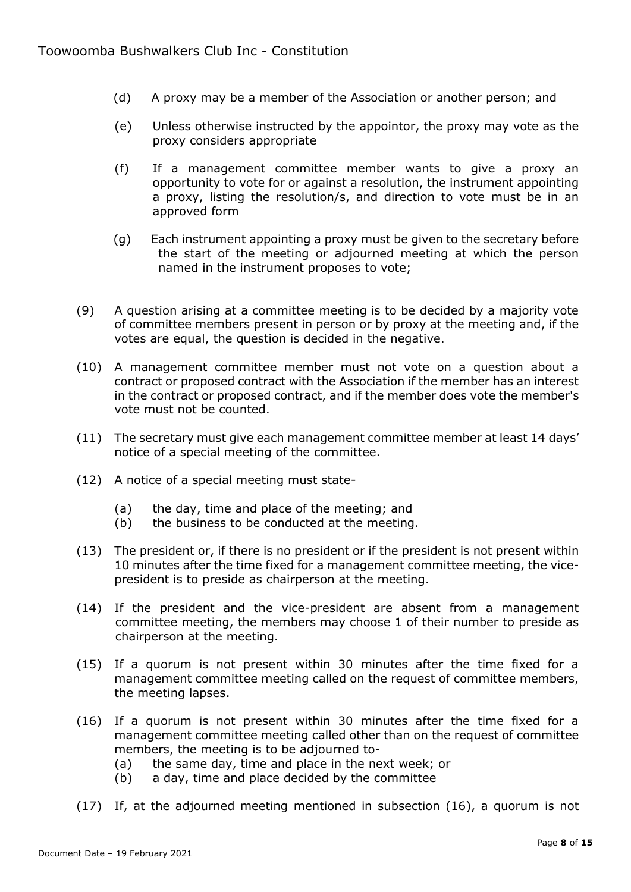(d) A proxy may be a member of the Association or another person; and

(e) Unless otherwise instructed by the appointor, the proxy may vote as the proxy considers appropriate

(f) If a management committee member wants to give a proxy an opportunity to vote for or against a resolution, the instrument appointing a proxy, listing the resolution/s, and direction to vote must be in an approved form

(g) Each instrument appointing a proxy must be given to the secretary before the start of the meeting or adjourned meeting at which the person named in the instrument proposes to vote;

(9) A question arising at a committee meeting is to be decided by a majority vote of committee members present in person or by proxy at the meeting and, if the votes are equal, the question is decided in the negative.

(10) A management committee member must not vote on a question about a contract or proposed contract with the Association if the member has an interest in the contract or proposed contract, and if the member does vote the member's vote must not be counted.

(11) The secretary must give each management committee member at least 14 days' notice of a special meeting of the committee.

(12) A notice of a special meeting must state-

(a) the day, time and place of the meeting; and
(b) the business to be conducted at the meeting.

(13) The president or, if there is no president or if the president is not present within 10 minutes after the time fixed for a management committee meeting, the vice-president is to preside as chairperson at the meeting.

(14) If the president and the vice-president are absent from a management committee meeting, the members may choose 1 of their number to preside as chairperson at the meeting.

(15) If a quorum is not present within 30 minutes after the time fixed for a management committee meeting called on the request of committee members, the meeting lapses.

(16) If a quorum is not present within 30 minutes after the time fixed for a management committee meeting called other than on the request of committee members, the meeting is to be adjourned to-

(a) the same day, time and place in the next week; or
(b) a day, time and place decided by the committee

(17) If, at the adjourned meeting mentioned in subsection (16), a quorum is not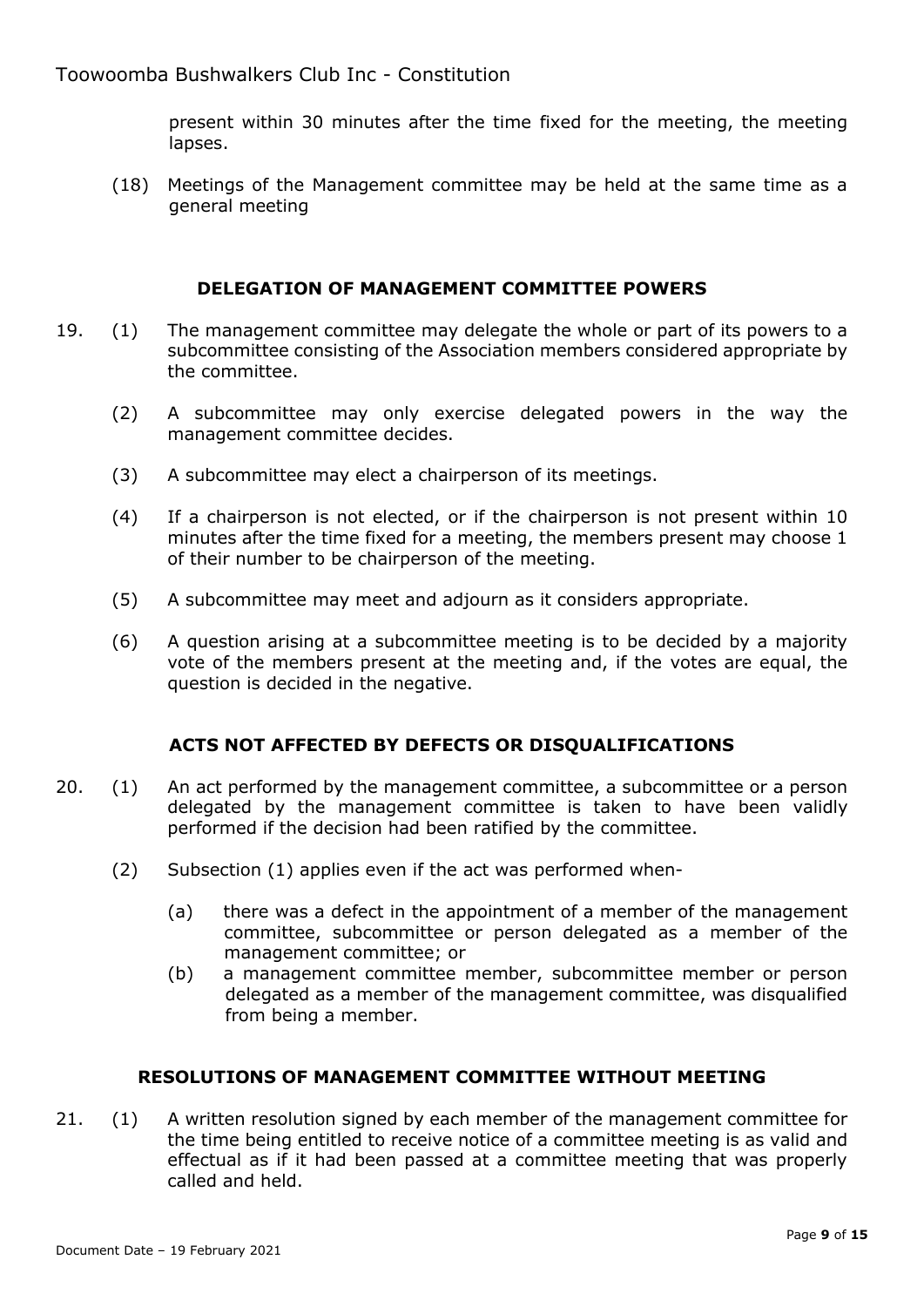present within 30 minutes after the time fixed for the meeting, the meeting lapses.

(18) Meetings of the Management committee may be held at the same time as a general meeting

## DELEGATION OF MANAGEMENT COMMITTEE POWERS

19. (1) The management committee may delegate the whole or part of its powers to a subcommittee consisting of the Association members considered appropriate by the committee.

(2) A subcommittee may only exercise delegated powers in the way the management committee decides.

(3) A subcommittee may elect a chairperson of its meetings.

(4) If a chairperson is not elected, or if the chairperson is not present within 10 minutes after the time fixed for a meeting, the members present may choose 1 of their number to be chairperson of the meeting.

(5) A subcommittee may meet and adjourn as it considers appropriate.

(6) A question arising at a subcommittee meeting is to be decided by a majority vote of the members present at the meeting and, if the votes are equal, the question is decided in the negative.

## ACTS NOT AFFECTED BY DEFECTS OR DISQUALIFICATIONS

20. (1) An act performed by the management committee, a subcommittee or a person delegated by the management committee is taken to have been validly performed if the decision had been ratified by the committee.

(2) Subsection (1) applies even if the act was performed when-

(a) there was a defect in the appointment of a member of the management committee, subcommittee or person delegated as a member of the management committee; or

(b) a management committee member, subcommittee member or person delegated as a member of the management committee, was disqualified from being a member.

## RESOLUTIONS OF MANAGEMENT COMMITTEE WITHOUT MEETING

21. (1) A written resolution signed by each member of the management committee for the time being entitled to receive notice of a committee meeting is as valid and effectual as if it had been passed at a committee meeting that was properly called and held.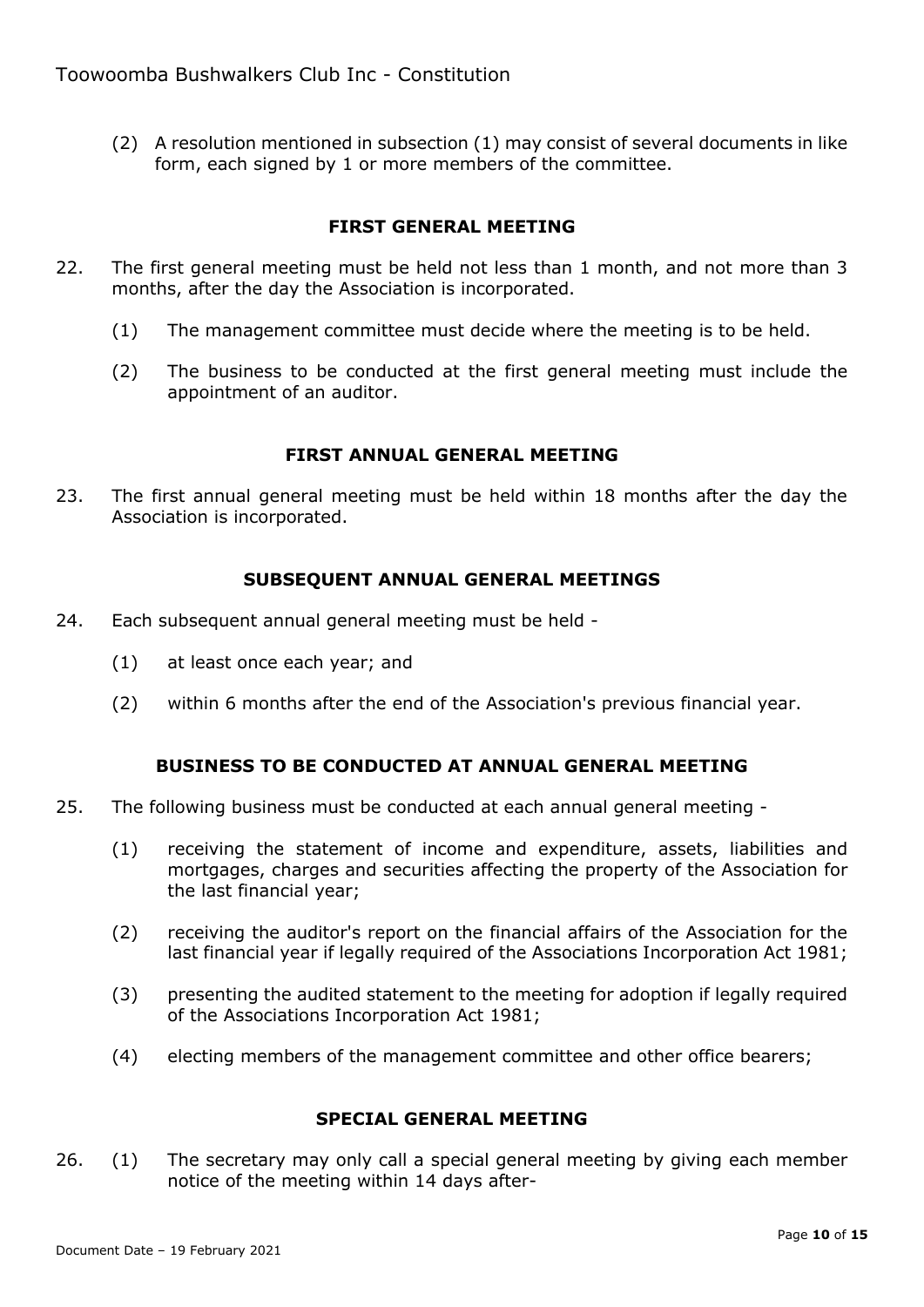(2) A resolution mentioned in subsection (1) may consist of several documents in like form, each signed by 1 or more members of the committee.

## FIRST GENERAL MEETING

22. The first general meeting must be held not less than 1 month, and not more than 3 months, after the day the Association is incorporated.

    (1) The management committee must decide where the meeting is to be held.

    (2) The business to be conducted at the first general meeting must include the appointment of an auditor.

## FIRST ANNUAL GENERAL MEETING

23. The first annual general meeting must be held within 18 months after the day the Association is incorporated.

## SUBSEQUENT ANNUAL GENERAL MEETINGS

24. Each subsequent annual general meeting must be held -

    (1) at least once each year; and

    (2) within 6 months after the end of the Association's previous financial year.

## BUSINESS TO BE CONDUCTED AT ANNUAL GENERAL MEETING

25. The following business must be conducted at each annual general meeting -

    (1) receiving the statement of income and expenditure, assets, liabilities and mortgages, charges and securities affecting the property of the Association for the last financial year;

    (2) receiving the auditor's report on the financial affairs of the Association for the last financial year if legally required of the Associations Incorporation Act 1981;

    (3) presenting the audited statement to the meeting for adoption if legally required of the Associations Incorporation Act 1981;

    (4) electing members of the management committee and other office bearers;

## SPECIAL GENERAL MEETING

26. (1) The secretary may only call a special general meeting by giving each member notice of the meeting within 14 days after-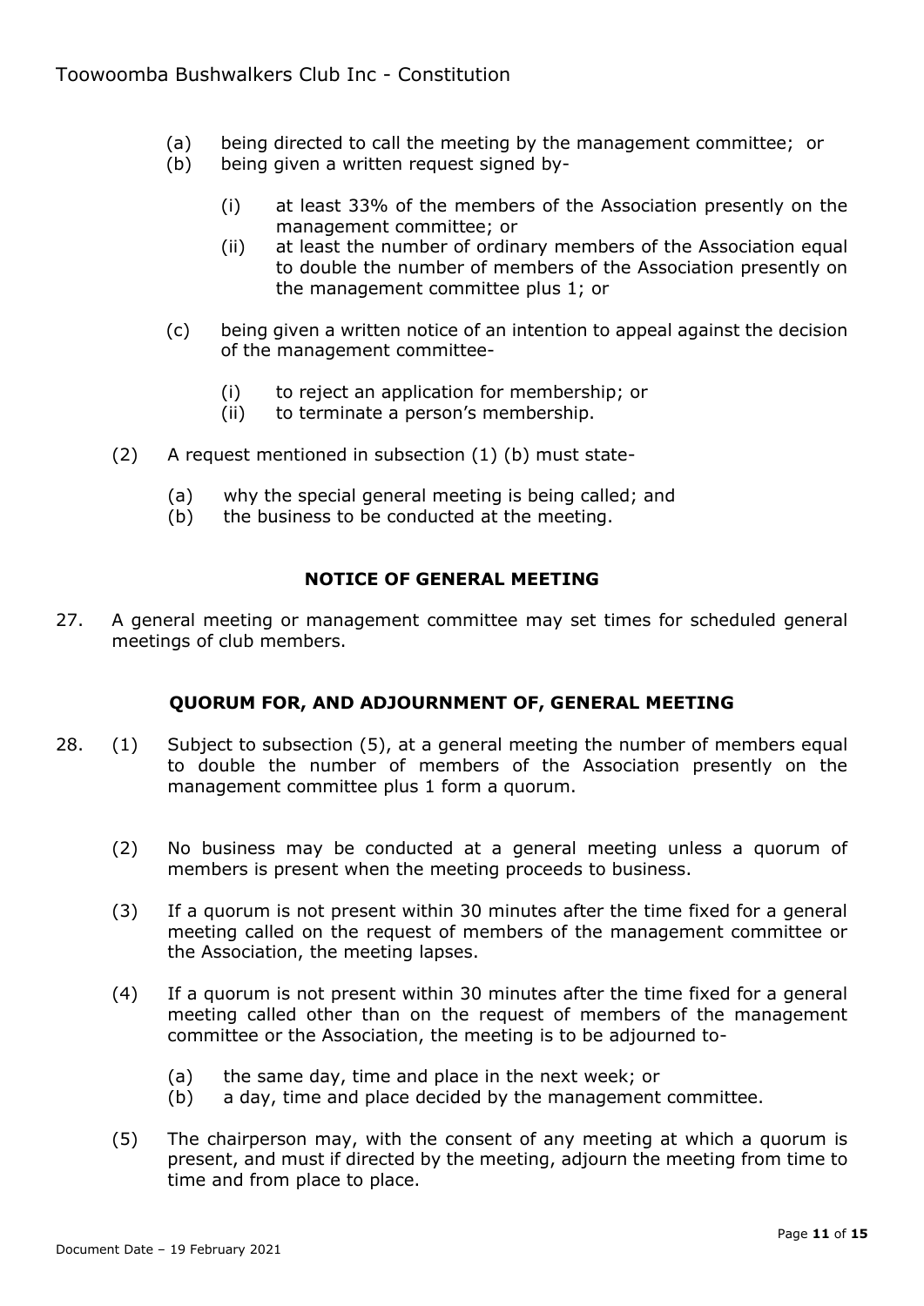(a) being directed to call the meeting by the management committee; or

(b) being given a written request signed by-

   (i) at least 33% of the members of the Association presently on the management committee; or

   (ii) at least the number of ordinary members of the Association equal to double the number of members of the Association presently on the management committee plus 1; or

(c) being given a written notice of an intention to appeal against the decision of the management committee-

   (i) to reject an application for membership; or

   (ii) to terminate a person's membership.

(2) A request mentioned in subsection (1) (b) must state-

   (a) why the special general meeting is being called; and

   (b) the business to be conducted at the meeting.

**NOTICE OF GENERAL MEETING**

27. A general meeting or management committee may set times for scheduled general meetings of club members.

**QUORUM FOR, AND ADJOURNMENT OF, GENERAL MEETING**

28. (1) Subject to subsection (5), at a general meeting the number of members equal to double the number of members of the Association presently on the management committee plus 1 form a quorum.

(2) No business may be conducted at a general meeting unless a quorum of members is present when the meeting proceeds to business.

(3) If a quorum is not present within 30 minutes after the time fixed for a general meeting called on the request of members of the management committee or the Association, the meeting lapses.

(4) If a quorum is not present within 30 minutes after the time fixed for a general meeting called other than on the request of members of the management committee or the Association, the meeting is to be adjourned to-

   (a) the same day, time and place in the next week; or

   (b) a day, time and place decided by the management committee.

(5) The chairperson may, with the consent of any meeting at which a quorum is present, and must if directed by the meeting, adjourn the meeting from time to time and from place to place.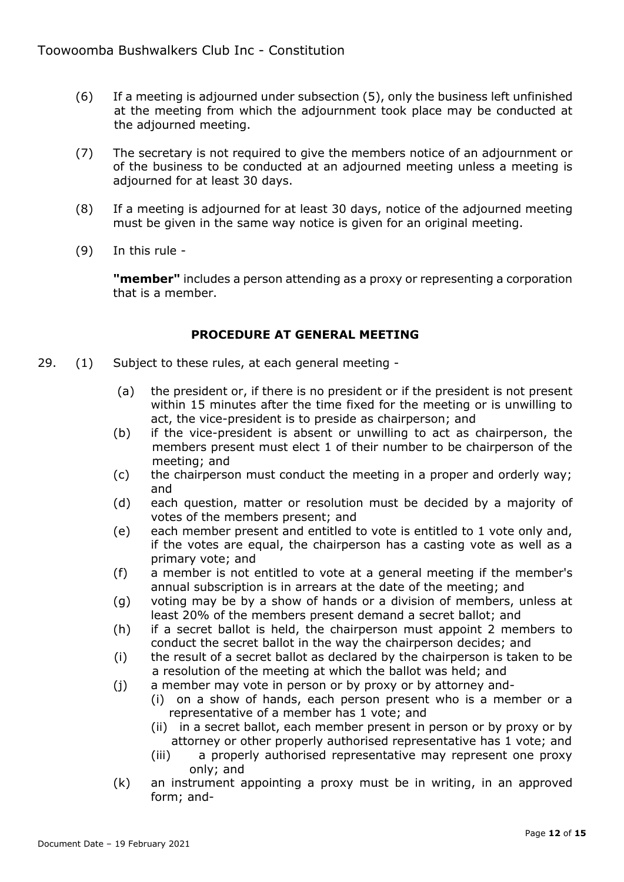(6) If a meeting is adjourned under subsection (5), only the business left unfinished at the meeting from which the adjournment took place may be conducted at the adjourned meeting.

(7) The secretary is not required to give the members notice of an adjournment or of the business to be conducted at an adjourned meeting unless a meeting is adjourned for at least 30 days.

(8) If a meeting is adjourned for at least 30 days, notice of the adjourned meeting must be given in the same way notice is given for an original meeting.

(9) In this rule -

**"member"** includes a person attending as a proxy or representing a corporation that is a member.

### PROCEDURE AT GENERAL MEETING

29. (1) Subject to these rules, at each general meeting -

(a) the president or, if there is no president or if the president is not present within 15 minutes after the time fixed for the meeting or is unwilling to act, the vice-president is to preside as chairperson; and

(b) if the vice-president is absent or unwilling to act as chairperson, the members present must elect 1 of their number to be chairperson of the meeting; and

(c) the chairperson must conduct the meeting in a proper and orderly way; and

(d) each question, matter or resolution must be decided by a majority of votes of the members present; and

(e) each member present and entitled to vote is entitled to 1 vote only and, if the votes are equal, the chairperson has a casting vote as well as a primary vote; and

(f) a member is not entitled to vote at a general meeting if the member's annual subscription is in arrears at the date of the meeting; and

(g) voting may be by a show of hands or a division of members, unless at least 20% of the members present demand a secret ballot; and

(h) if a secret ballot is held, the chairperson must appoint 2 members to conduct the secret ballot in the way the chairperson decides; and

(i) the result of a secret ballot as declared by the chairperson is taken to be a resolution of the meeting at which the ballot was held; and

(j) a member may vote in person or by proxy or by attorney and-

  (i) on a show of hands, each person present who is a member or a representative of a member has 1 vote; and

  (ii) in a secret ballot, each member present in person or by proxy or by attorney or other properly authorised representative has 1 vote; and

  (iii) a properly authorised representative may represent one proxy only; and

(k) an instrument appointing a proxy must be in writing, in an approved form; and-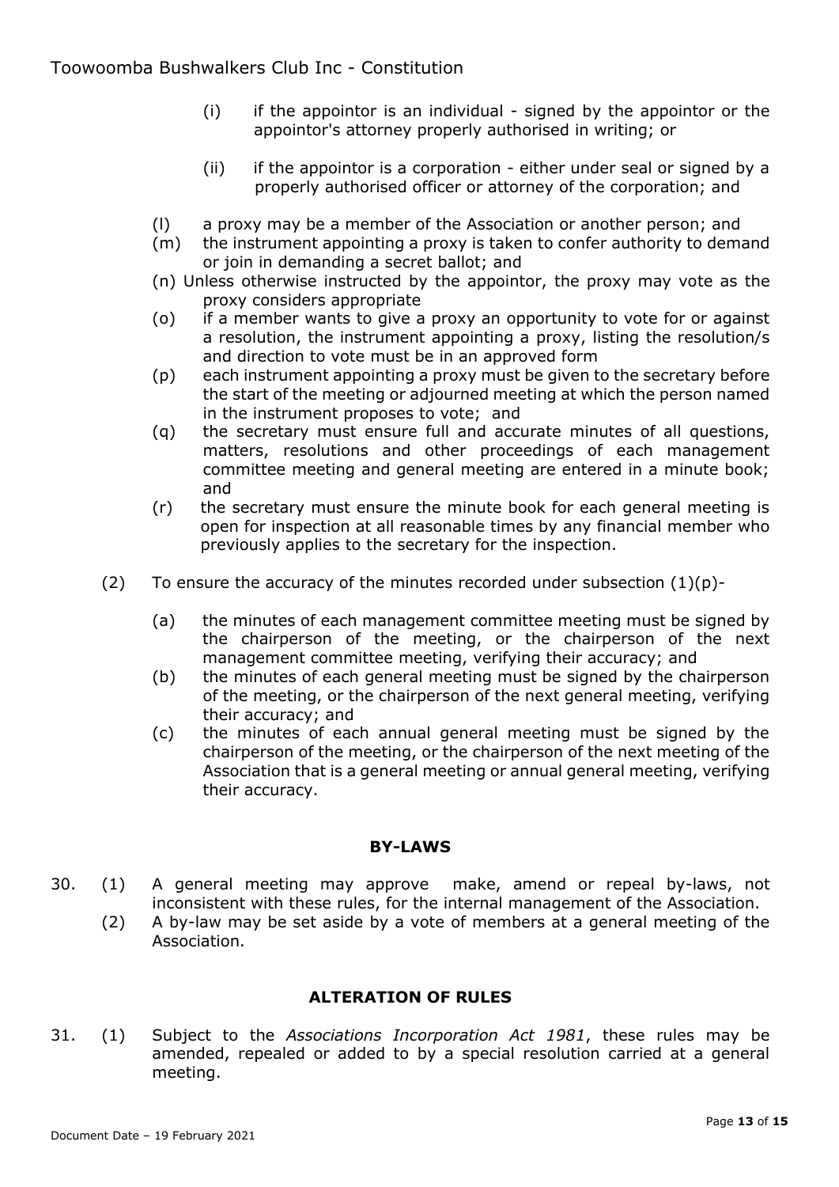(i) if the appointor is an individual - signed by the appointor or the appointor's attorney properly authorised in writing; or

(ii) if the appointor is a corporation - either under seal or signed by a properly authorised officer or attorney of the corporation; and

(l) a proxy may be a member of the Association or another person; and

(m) the instrument appointing a proxy is taken to confer authority to demand or join in demanding a secret ballot; and

(n) Unless otherwise instructed by the appointor, the proxy may vote as the proxy considers appropriate

(o) if a member wants to give a proxy an opportunity to vote for or against a resolution, the instrument appointing a proxy, listing the resolution/s and direction to vote must be in an approved form

(p) each instrument appointing a proxy must be given to the secretary before the start of the meeting or adjourned meeting at which the person named in the instrument proposes to vote; and

(q) the secretary must ensure full and accurate minutes of all questions, matters, resolutions and other proceedings of each management committee meeting and general meeting are entered in a minute book; and

(r) the secretary must ensure the minute book for each general meeting is open for inspection at all reasonable times by any financial member who previously applies to the secretary for the inspection.

(2) To ensure the accuracy of the minutes recorded under subsection (1)(p)-

(a) the minutes of each management committee meeting must be signed by the chairperson of the meeting, or the chairperson of the next management committee meeting, verifying their accuracy; and

(b) the minutes of each general meeting must be signed by the chairperson of the meeting, or the chairperson of the next general meeting, verifying their accuracy; and

(c) the minutes of each annual general meeting must be signed by the chairperson of the meeting, or the chairperson of the next meeting of the Association that is a general meeting or annual general meeting, verifying their accuracy.

## BY-LAWS

30. (1) A general meeting may approve make, amend or repeal by-laws, not inconsistent with these rules, for the internal management of the Association.

(2) A by-law may be set aside by a vote of members at a general meeting of the Association.

## ALTERATION OF RULES

31. (1) Subject to the *Associations Incorporation Act 1981*, these rules may be amended, repealed or added to by a special resolution carried at a general meeting.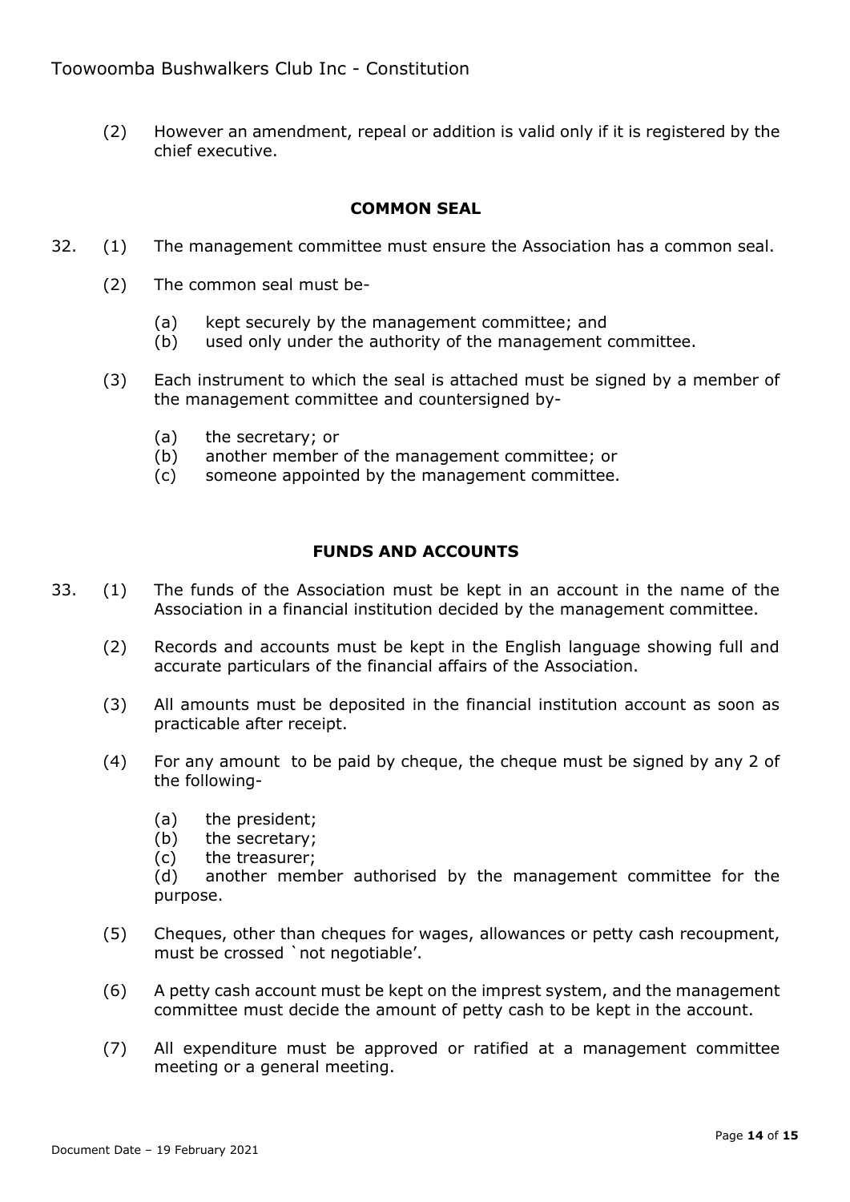(2) However an amendment, repeal or addition is valid only if it is registered by the chief executive.

## COMMON SEAL

32. (1) The management committee must ensure the Association has a common seal.

    (2) The common seal must be-

    (a) kept securely by the management committee; and
    (b) used only under the authority of the management committee.

    (3) Each instrument to which the seal is attached must be signed by a member of the management committee and countersigned by-

    (a) the secretary; or
    (b) another member of the management committee; or
    (c) someone appointed by the management committee.

## FUNDS AND ACCOUNTS

33. (1) The funds of the Association must be kept in an account in the name of the Association in a financial institution decided by the management committee.

    (2) Records and accounts must be kept in the English language showing full and accurate particulars of the financial affairs of the Association.

    (3) All amounts must be deposited in the financial institution account as soon as practicable after receipt.

    (4) For any amount to be paid by cheque, the cheque must be signed by any 2 of the following-

    (a) the president;
    (b) the secretary;
    (c) the treasurer;
    (d) another member authorised by the management committee for the purpose.

    (5) Cheques, other than cheques for wages, allowances or petty cash recoupment, must be crossed `not negotiable'.

    (6) A petty cash account must be kept on the imprest system, and the management committee must decide the amount of petty cash to be kept in the account.

    (7) All expenditure must be approved or ratified at a management committee meeting or a general meeting.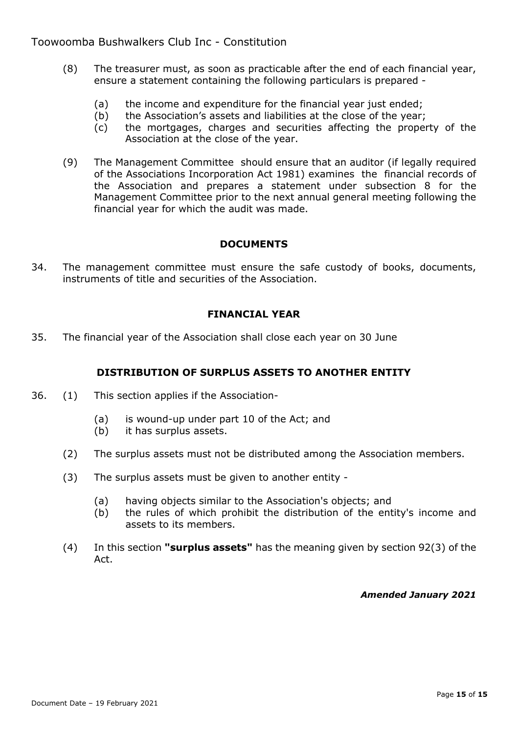(8) The treasurer must, as soon as practicable after the end of each financial year, ensure a statement containing the following particulars is prepared -

   (a) the income and expenditure for the financial year just ended;
   (b) the Association's assets and liabilities at the close of the year;
   (c) the mortgages, charges and securities affecting the property of the Association at the close of the year.

(9) The Management Committee should ensure that an auditor (if legally required of the Associations Incorporation Act 1981) examines the financial records of the Association and prepares a statement under subsection 8 for the Management Committee prior to the next annual general meeting following the financial year for which the audit was made.

## DOCUMENTS

34. The management committee must ensure the safe custody of books, documents, instruments of title and securities of the Association.

## FINANCIAL YEAR

35. The financial year of the Association shall close each year on 30 June

## DISTRIBUTION OF SURPLUS ASSETS TO ANOTHER ENTITY

36. (1) This section applies if the Association-

   (a) is wound-up under part 10 of the Act; and
   (b) it has surplus assets.

(2) The surplus assets must not be distributed among the Association members.

(3) The surplus assets must be given to another entity -

   (a) having objects similar to the Association's objects; and
   (b) the rules of which prohibit the distribution of the entity's income and assets to its members.

(4) In this section **"surplus assets"** has the meaning given by section 92(3) of the Act.

***Amended January 2021***

Document Date – 19 February 2021